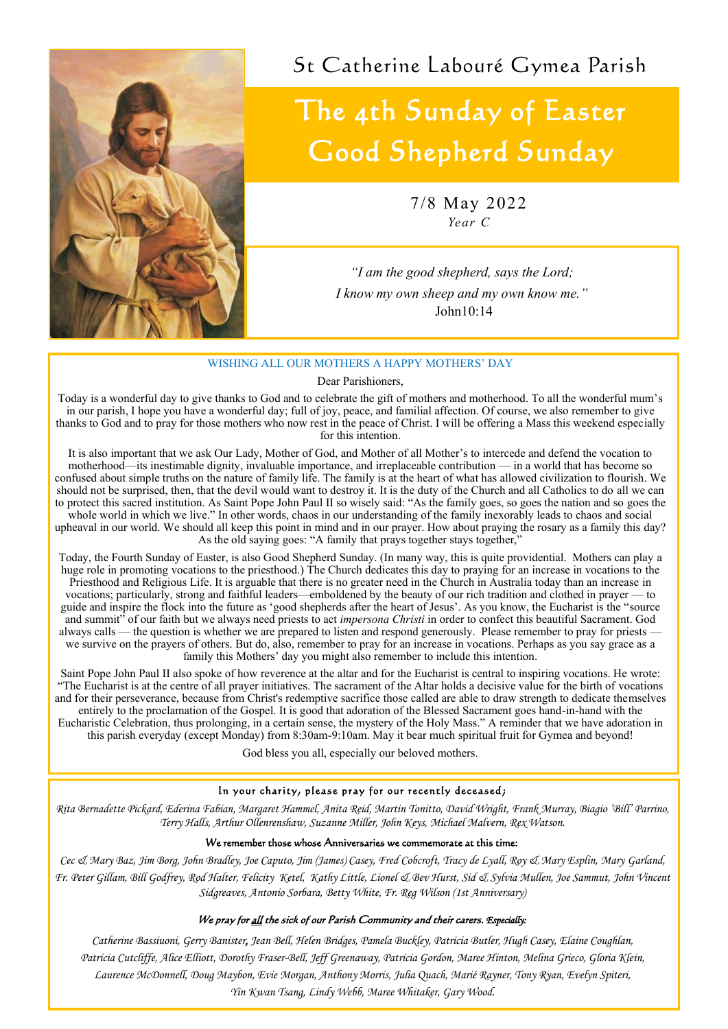# St Catherine Labouré Gymea Parish

## The 4th Sunday of Easter Good Shepherd Sunday

7/8 May 2022
*Year C*

*"I am the good shepherd, says the Lord;*
*I know my own sheep and my own know me."*
John10:14

### WISHING ALL OUR MOTHERS A HAPPY MOTHERS' DAY

Dear Parishioners,

Today is a wonderful day to give thanks to God and to celebrate the gift of mothers and motherhood. To all the wonderful mum's in our parish, I hope you have a wonderful day; full of joy, peace, and familial affection. Of course, we also remember to give thanks to God and to pray for those mothers who now rest in the peace of Christ. I will be offering a Mass this weekend especially for this intention.

It is also important that we ask Our Lady, Mother of God, and Mother of all Mother's to intercede and defend the vocation to motherhood—its inestimable dignity, invaluable importance, and irreplaceable contribution — in a world that has become so confused about simple truths on the nature of family life. The family is at the heart of what has allowed civilization to flourish. We should not be surprised, then, that the devil would want to destroy it. It is the duty of the Church and all Catholics to do all we can to protect this sacred institution. As Saint Pope John Paul II so wisely said: "As the family goes, so goes the nation and so goes the whole world in which we live." In other words, chaos in our understanding of the family inexorably leads to chaos and social upheaval in our world. We should all keep this point in mind and in our prayer. How about praying the rosary as a family this day? As the old saying goes: "A family that prays together stays together,"

Today, the Fourth Sunday of Easter, is also Good Shepherd Sunday. (In many way, this is quite providential. Mothers can play a huge role in promoting vocations to the priesthood.) The Church dedicates this day to praying for an increase in vocations to the Priesthood and Religious Life. It is arguable that there is no greater need in the Church in Australia today than an increase in vocations; particularly, strong and faithful leaders—emboldened by the beauty of our rich tradition and clothed in prayer — to guide and inspire the flock into the future as 'good shepherds after the heart of Jesus'. As you know, the Eucharist is the "source and summit" of our faith but we always need priests to act *impersona Christi* in order to confect this beautiful Sacrament. God always calls — the question is whether we are prepared to listen and respond generously. Please remember to pray for priests — we survive on the prayers of others. But do, also, remember to pray for an increase in vocations. Perhaps as you say grace as a family this Mothers' day you might also remember to include this intention.

Saint Pope John Paul II also spoke of how reverence at the altar and for the Eucharist is central to inspiring vocations. He wrote: "The Eucharist is at the centre of all prayer initiatives. The sacrament of the Altar holds a decisive value for the birth of vocations and for their perseverance, because from Christ's redemptive sacrifice those called are able to draw strength to dedicate themselves entirely to the proclamation of the Gospel. It is good that adoration of the Blessed Sacrament goes hand-in-hand with the Eucharistic Celebration, thus prolonging, in a certain sense, the mystery of the Holy Mass." A reminder that we have adoration in this parish everyday (except Monday) from 8:30am-9:10am. May it bear much spiritual fruit for Gymea and beyond!

God bless you all, especially our beloved mothers.

### In your charity, please pray for our recently deceased;

*Rita Bernadette Pickard, Ederina Fabian, Margaret Hammel, Anita Reid, Martin Tonitto, David Wright, Frank Murray, Biagio 'Bill' Parrino, Terry Halls, Arthur Ollenrenshaw, Suzanne Miller, John Keys, Michael Malvern, Rex Watson.*

### We remember those whose Anniversaries we commemorate at this time:

*Cec & Mary Baz, Jim Borg, John Bradley, Joe Caputo, Jim (James) Casey, Fred Cobcroft, Tracy de Lyall, Roy & Mary Esplin, Mary Garland, Fr. Peter Gillam, Bill Godfrey, Rod Halter, Felicity Ketel, Kathy Little, Lionel & Bev Hurst, Sid & Sylvia Mullen, Joe Sammut, John Vincent Sidgreaves, Antonio Sorbara, Betty White, Fr. Reg Wilson (1st Anniversary)*

### *We pray for all the sick of our Parish Community and their carers. Especially:*

*Catherine Bassiuoni, Gerry Banister, Jean Bell, Helen Bridges, Pamela Buckley, Patricia Butler, Hugh Casey, Elaine Coughlan, Patricia Cutcliffe, Alice Elliott, Dorothy Fraser-Bell, Jeff Greenaway, Patricia Gordon, Maree Hinton, Melina Grieco, Gloria Klein, Laurence McDonnell, Doug Maybon, Evie Morgan, Anthony Morris, Julia Quach, Marié Rayner, Tony Ryan, Evelyn Spiteri, Yin Kwan Tsang, Lindy Webb, Maree Whitaker, Gary Wood.*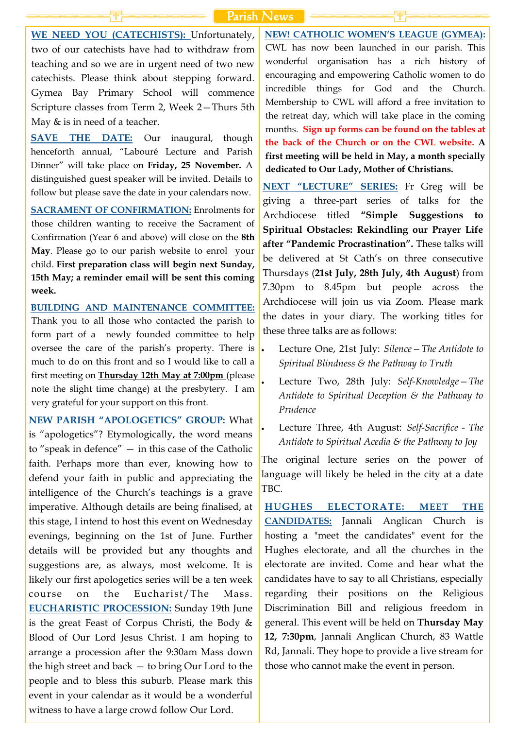# Parish News

**WE NEED YOU (CATECHISTS):** Unfortunately, two of our catechists have had to withdraw from teaching and so we are in urgent need of two new catechists. Please think about stepping forward. Gymea Bay Primary School will commence Scripture classes from Term 2, Week 2—Thurs 5th May & is in need of a teacher.

**SAVE THE DATE:** Our inaugural, though henceforth annual, "Labouré Lecture and Parish Dinner" will take place on **Friday, 25 November.** A distinguished guest speaker will be invited. Details to follow but please save the date in your calendars now.

**SACRAMENT OF CONFIRMATION:** Enrolments for those children wanting to receive the Sacrament of Confirmation (Year 6 and above) will close on the **8th May**. Please go to our parish website to enrol your child. **First preparation class will begin next Sunday, 15th May; a reminder email will be sent this coming week.**

**BUILDING AND MAINTENANCE COMMITTEE:** Thank you to all those who contacted the parish to form part of a newly founded committee to help oversee the care of the parish's property. There is much to do on this front and so I would like to call a first meeting on **Thursday 12th May at 7:00pm** (please note the slight time change) at the presbytery. I am very grateful for your support on this front.

**NEW PARISH "APOLOGETICS" GROUP:** What is "apologetics"? Etymologically, the word means to "speak in defence" — in this case of the Catholic faith. Perhaps more than ever, knowing how to defend your faith in public and appreciating the intelligence of the Church's teachings is a grave imperative. Although details are being finalised, at this stage, I intend to host this event on Wednesday evenings, beginning on the 1st of June. Further details will be provided but any thoughts and suggestions are, as always, most welcome. It is likely our first apologetics series will be a ten week course on the Eucharist/The Mass.

**EUCHARISTIC PROCESSION:** Sunday 19th June is the great Feast of Corpus Christi, the Body & Blood of Our Lord Jesus Christ. I am hoping to arrange a procession after the 9:30am Mass down the high street and back — to bring Our Lord to the people and to bless this suburb. Please mark this event in your calendar as it would be a wonderful witness to have a large crowd follow Our Lord.

**NEW! CATHOLIC WOMEN'S LEAGUE (GYMEA):** CWL has now been launched in our parish. This wonderful organisation has a rich history of encouraging and empowering Catholic women to do incredible things for God and the Church. Membership to CWL will afford a free invitation to the retreat day, which will take place in the coming months. **Sign up forms can be found on the tables at the back of the Church or on the CWL website. A first meeting will be held in May, a month specially dedicated to Our Lady, Mother of Christians.**

**NEXT "LECTURE" SERIES:** Fr Greg will be giving a three-part series of talks for the Archdiocese titled **"Simple Suggestions to Spiritual Obstacles: Rekindling our Prayer Life after "Pandemic Procrastination".** These talks will be delivered at St Cath's on three consecutive Thursdays (**21st July, 28th July, 4th August**) from 7.30pm to 8.45pm but people across the Archdiocese will join us via Zoom. Please mark the dates in your diary. The working titles for these three talks are as follows:

- Lecture One, 21st July: *Silence—The Antidote to Spiritual Blindness & the Pathway to Truth*
- Lecture Two, 28th July: *Self-Knowledge—The Antidote to Spiritual Deception & the Pathway to Prudence*
- Lecture Three, 4th August: *Self-Sacrifice - The Antidote to Spiritual Acedia & the Pathway to Joy*

The original lecture series on the power of language will likely be heled in the city at a date TBC.

**HUGHES ELECTORATE: MEET THE CANDIDATES:** Jannali Anglican Church is hosting a "meet the candidates" event for the Hughes electorate, and all the churches in the electorate are invited. Come and hear what the candidates have to say to all Christians, especially regarding their positions on the Religious Discrimination Bill and religious freedom in general. This event will be held on **Thursday May 12, 7:30pm**, Jannali Anglican Church, 83 Wattle Rd, Jannali. They hope to provide a live stream for those who cannot make the event in person.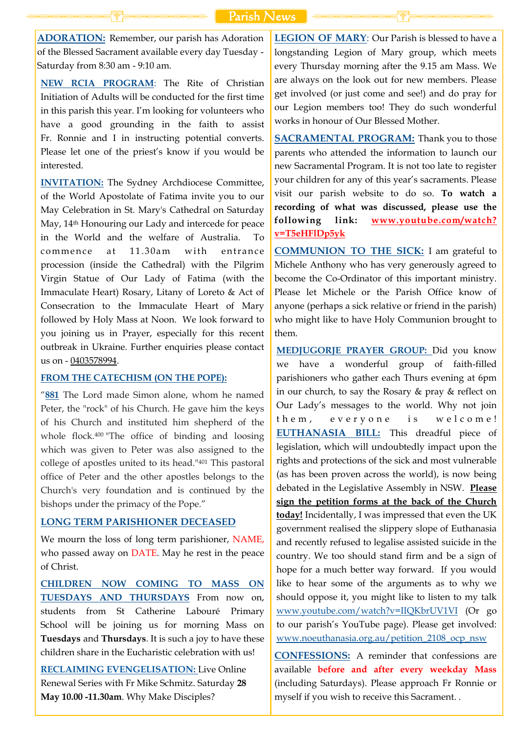# Parish News

**ADORATION:** Remember, our parish has Adoration of the Blessed Sacrament available every day Tuesday - Saturday from 8:30 am - 9:10 am.

**NEW RCIA PROGRAM**: The Rite of Christian Initiation of Adults will be conducted for the first time in this parish this year. I'm looking for volunteers who have a good grounding in the faith to assist Fr. Ronnie and I in instructing potential converts. Please let one of the priest's know if you would be interested.

**INVITATION:** The Sydney Archdiocese Committee, of the World Apostolate of Fatima invite you to our May Celebration in St. Mary's Cathedral on Saturday May, 14th Honouring our Lady and intercede for peace in the World and the welfare of Australia. To commence at 11.30am with entrance procession (inside the Cathedral) with the Pilgrim Virgin Statue of Our Lady of Fatima (with the Immaculate Heart) Rosary, Litany of Loreto & Act of Consecration to the Immaculate Heart of Mary followed by Holy Mass at Noon. We look forward to you joining us in Prayer, especially for this recent outbreak in Ukraine. Further enquiries please contact us on - 0403578994.

**FROM THE CATECHISM (ON THE POPE):**

"**881** The Lord made Simon alone, whom he named Peter, the "rock" of his Church. He gave him the keys of his Church and instituted him shepherd of the whole flock.[400] "The office of binding and loosing which was given to Peter was also assigned to the college of apostles united to its head."[401] This pastoral office of Peter and the other apostles belongs to the Church's very foundation and is continued by the bishops under the primacy of the Pope."

**LONG TERM PARISHIONER DECEASED**

We mourn the loss of long term parishioner, NAME, who passed away on DATE. May he rest in the peace of Christ.

**CHILDREN NOW COMING TO MASS ON TUESDAYS AND THURSDAYS** From now on, students from St Catherine Labouré Primary School will be joining us for morning Mass on **Tuesdays** and **Thursdays**. It is such a joy to have these children share in the Eucharistic celebration with us!

**RECLAIMING EVENGELISATION:** Live Online Renewal Series with Fr Mike Schmitz. Saturday **28 May 10.00 -11.30am**. Why Make Disciples?

**LEGION OF MARY**: Our Parish is blessed to have a longstanding Legion of Mary group, which meets every Thursday morning after the 9.15 am Mass. We are always on the look out for new members. Please get involved (or just come and see!) and do pray for our Legion members too! They do such wonderful works in honour of Our Blessed Mother.

**SACRAMENTAL PROGRAM:** Thank you to those parents who attended the information to launch our new Sacramental Program. It is not too late to register your children for any of this year's sacraments. Please visit our parish website to do so. **To watch a recording of what was discussed, please use the following link: www.youtube.com/watch?v=T5eHFlDp5yk**

**COMMUNION TO THE SICK:** I am grateful to Michele Anthony who has very generously agreed to become the Co-Ordinator of this important ministry. Please let Michele or the Parish Office know of anyone (perhaps a sick relative or friend in the parish) who might like to have Holy Communion brought to them.

**MEDJUGORJE PRAYER GROUP:** Did you know we have a wonderful group of faith-filled parishioners who gather each Thurs evening at 6pm in our church, to say the Rosary & pray & reflect on Our Lady's messages to the world. Why not join them, everyone is welcome!

**EUTHANASIA BILL:** This dreadful piece of legislation, which will undoubtedly impact upon the rights and protections of the sick and most vulnerable (as has been proven across the world), is now being debated in the Legislative Assembly in NSW. **Please sign the petition forms at the back of the Church today!** Incidentally, I was impressed that even the UK government realised the slippery slope of Euthanasia and recently refused to legalise assisted suicide in the country. We too should stand firm and be a sign of hope for a much better way forward. If you would like to hear some of the arguments as to why we should oppose it, you might like to listen to my talk www.youtube.com/watch?v=IIQKbrUV1VI (Or go to our parish's YouTube page). Please get involved: www.noeuthanasia.org.au/petition_2108_ocp_nsw

**CONFESSIONS:** A reminder that confessions are available **before and after every weekday Mass** (including Saturdays). Please approach Fr Ronnie or myself if you wish to receive this Sacrament. .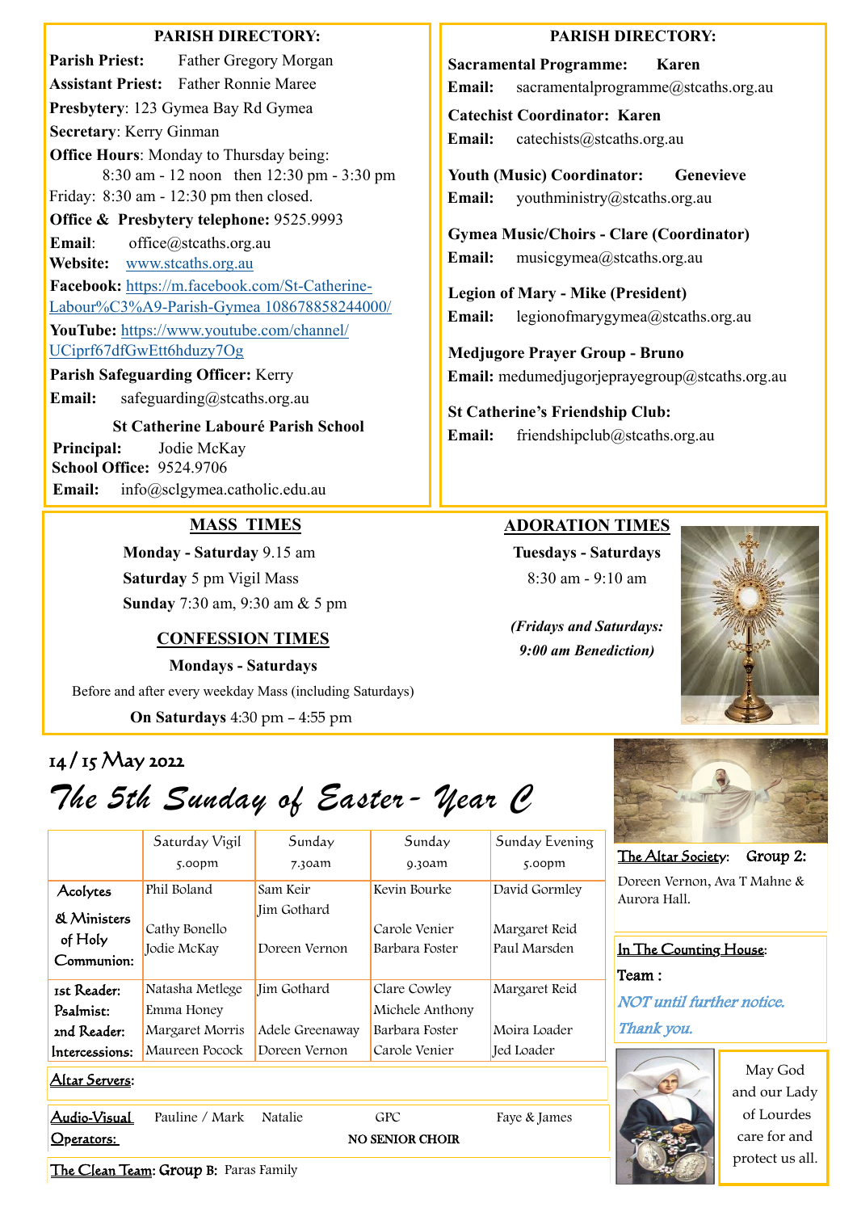## PARISH DIRECTORY:

**Parish Priest:** Father Gregory Morgan
**Assistant Priest:** Father Ronnie Maree
**Presbytery**: 123 Gymea Bay Rd Gymea
**Secretary**: Kerry Ginman
**Office Hours**: Monday to Thursday being:
8:30 am - 12 noon then 12:30 pm - 3:30 pm
Friday: 8:30 am - 12:30 pm then closed.
**Office & Presbytery telephone:** 9525.9993
**Email**: office@stcaths.org.au
**Website:** www.stcaths.org.au
**Facebook:** https://m.facebook.com/St-Catherine-Labour%C3%A9-Parish-Gymea 108678858244000/
**YouTube:** https://www.youtube.com/channel/UCiprf67dfGwEtt6hduzy7Og
**Parish Safeguarding Officer:** Kerry
**Email:** safeguarding@stcaths.org.au

**St Catherine Labouré Parish School**
**Principal:** Jodie McKay
**School Office:** 9524.9706
**Email:** info@sclgymea.catholic.edu.au

## PARISH DIRECTORY:

**Sacramental Programme: Karen**
**Email:** sacramentalprogramme@stcaths.org.au

**Catechist Coordinator: Karen**
**Email:** catechists@stcaths.org.au

**Youth (Music) Coordinator: Genevieve**
**Email:** youthministry@stcaths.org.au

**Gymea Music/Choirs - Clare (Coordinator)**
**Email:** musicgymea@stcaths.org.au

**Legion of Mary - Mike (President)**
**Email:** legionofmarygymea@stcaths.org.au

**Medjugore Prayer Group - Bruno**
**Email:** medumedjugorjeprayegroup@stcaths.org.au

**St Catherine's Friendship Club:**
**Email:** friendshipclub@stcaths.org.au

## MASS TIMES

**Monday - Saturday** 9.15 am
**Saturday** 5 pm Vigil Mass
**Sunday** 7:30 am, 9:30 am & 5 pm

## CONFESSION TIMES

**Mondays - Saturdays**
Before and after every weekday Mass (including Saturdays)
**On Saturdays** 4:30 pm – 4:55 pm

## ADORATION TIMES

**Tuesdays - Saturdays**
8:30 am - 9:10 am

*(Fridays and Saturdays: 9:00 am Benediction)*

14 / 15 May 2022

# *The 5th Sunday of Easter - Year C*

| | Saturday Vigil 5.00pm | Sunday 7.30am | Sunday 9.30am | Sunday Evening 5.00pm |
|---|---|---|---|---|
| Acolytes & Ministers of Holy Communion: | Phil Boland<br>Cathy Bonello<br>Jodie McKay | Sam Keir<br>Jim Gothard<br>Doreen Vernon | Kevin Bourke<br>Carole Venier<br>Barbara Foster | David Gormley<br>Margaret Reid<br>Paul Marsden |
| 1st Reader: | Natasha Metlege | Jim Gothard | Clare Cowley | Margaret Reid |
| Psalmist: | Emma Honey | | Michele Anthony | |
| 2nd Reader: | Margaret Morris | Adele Greenaway | Barbara Foster | Moira Loader |
| Intercessions: | Maureen Pocock | Doreen Vernon | Carole Venier | Jed Loader |
| Altar Servers: | | | | |
| Audio-Visual Operators: | Pauline / Mark | Natalie | GPC | Faye & James |

NO SENIOR CHOIR

The Clean Team: Group B: Paras Family

The Altar Society: Group 2:
Doreen Vernon, Ava T Mahne & Aurora Hall.

In The Counting House:
Team :
*NOT until further notice.*
*Thank you.*

May God and our Lady of Lourdes care for and protect us all.